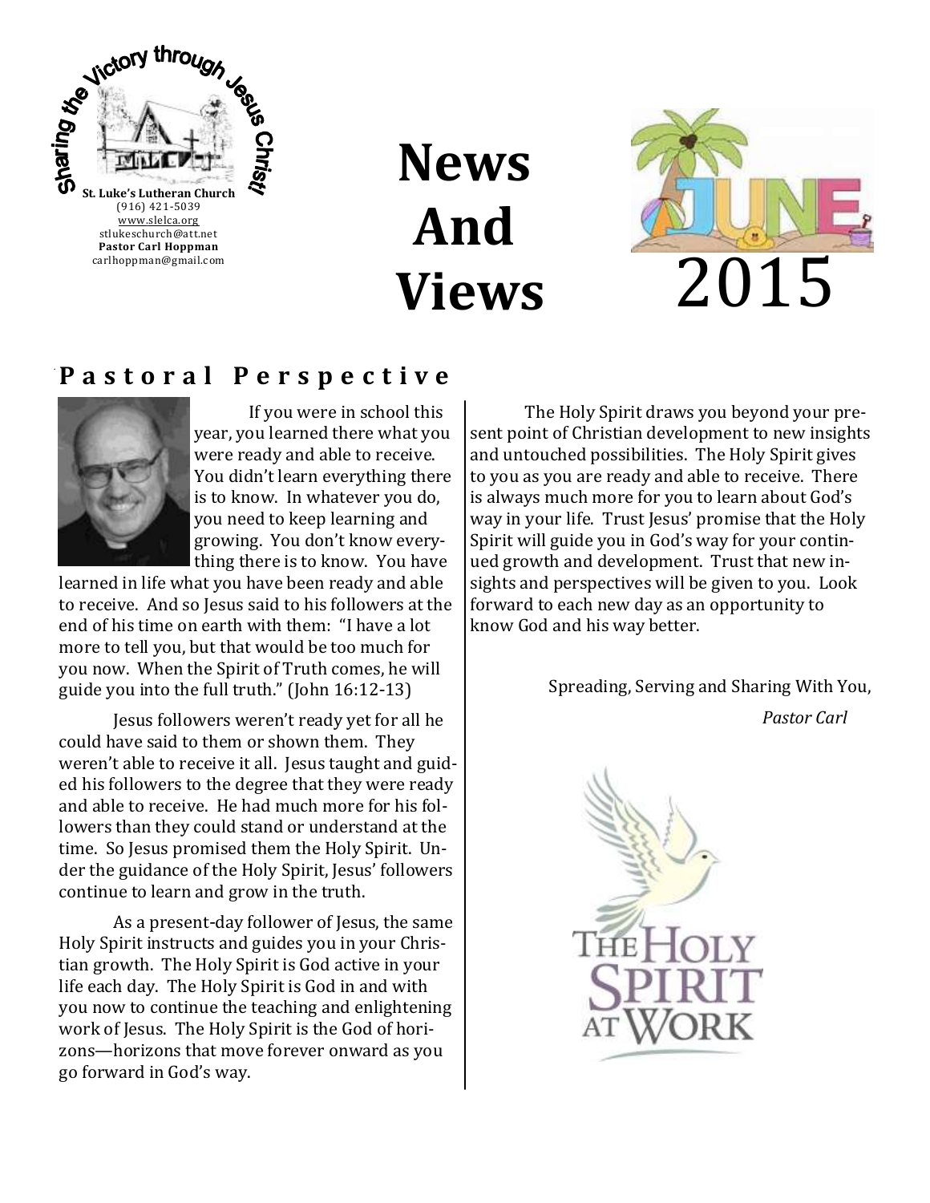Sharing the Victory through Jesus Christ!

**St. Luke's Lutheran Church**
(916) 421-5039
www.slelca.org
stlukeschurch@att.net
**Pastor Carl Hoppman**
carlhoppman@gmail.com

# News And Views

# JUNE 2015

## Pastoral Perspective

If you were in school this year, you learned there what you were ready and able to receive. You didn't learn everything there is to know. In whatever you do, you need to keep learning and growing. You don't know everything there is to know. You have learned in life what you have been ready and able to receive. And so Jesus said to his followers at the end of his time on earth with them: "I have a lot more to tell you, but that would be too much for you now. When the Spirit of Truth comes, he will guide you into the full truth." (John 16:12-13)

Jesus followers weren't ready yet for all he could have said to them or shown them. They weren't able to receive it all. Jesus taught and guided his followers to the degree that they were ready and able to receive. He had much more for his followers than they could stand or understand at the time. So Jesus promised them the Holy Spirit. Under the guidance of the Holy Spirit, Jesus' followers continue to learn and grow in the truth.

As a present-day follower of Jesus, the same Holy Spirit instructs and guides you in your Christian growth. The Holy Spirit is God active in your life each day. The Holy Spirit is God in and with you now to continue the teaching and enlightening work of Jesus. The Holy Spirit is the God of horizons—horizons that move forever onward as you go forward in God's way.

The Holy Spirit draws you beyond your present point of Christian development to new insights and untouched possibilities. The Holy Spirit gives to you as you are ready and able to receive. There is always much more for you to learn about God's way in your life. Trust Jesus' promise that the Holy Spirit will guide you in God's way for your continued growth and development. Trust that new insights and perspectives will be given to you. Look forward to each new day as an opportunity to know God and his way better.

Spreading, Serving and Sharing With You,

*Pastor Carl*

THE HOLY SPIRIT AT WORK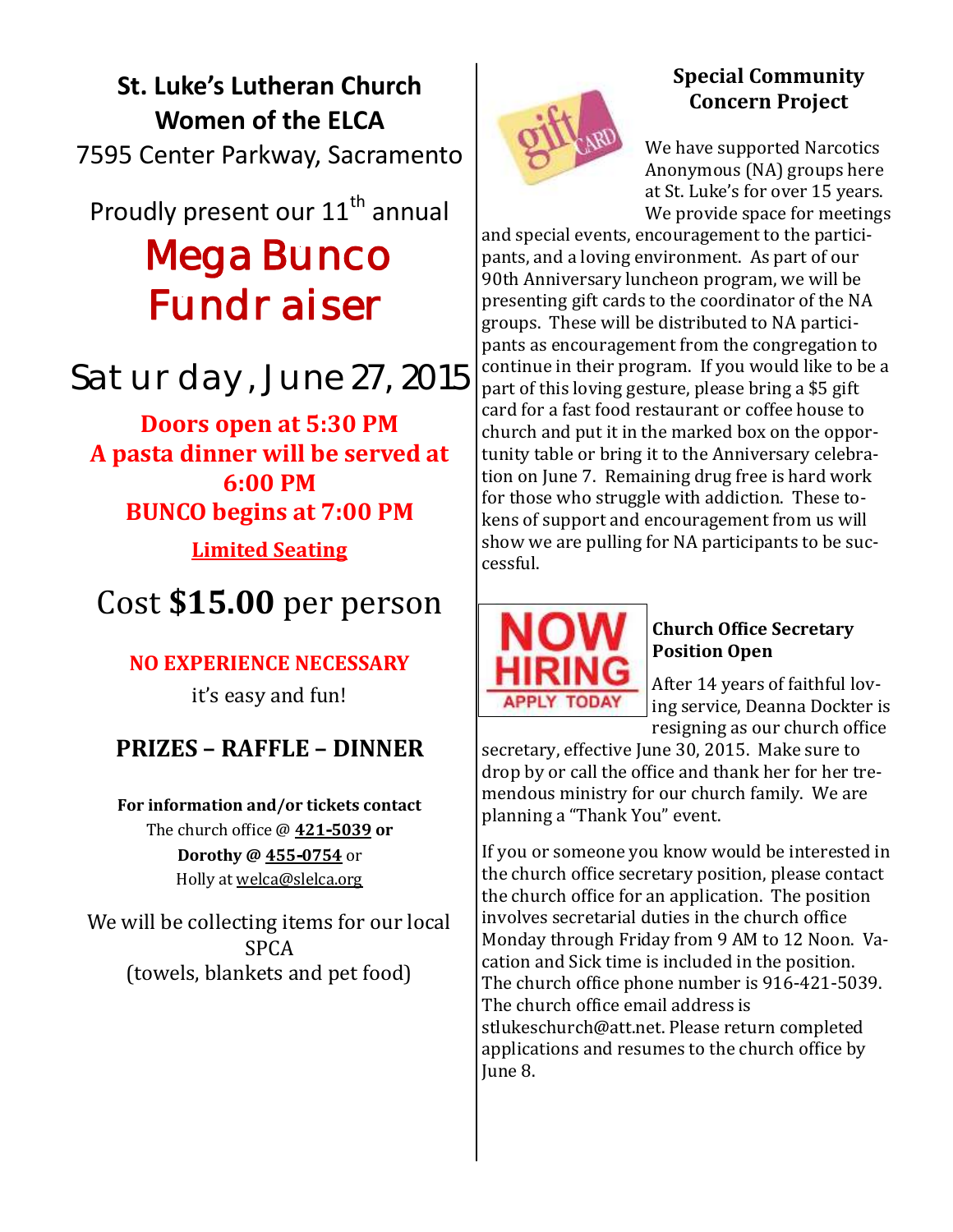# St. Luke's Lutheran Church Women of the ELCA

7595 Center Parkway, Sacramento

Proudly present our 11th annual

# Mega Bunco Fundraiser

## Saturday, June 27, 2015

**Doors open at 5:30 PM**
**A pasta dinner will be served at 6:00 PM**
**BUNCO begins at 7:00 PM**

**Limited Seating**

Cost **$15.00** per person

**NO EXPERIENCE NECESSARY**

it's easy and fun!

**PRIZES – RAFFLE – DINNER**

**For information and/or tickets contact**
The church office @ **421-5039 or**
**Dorothy @ 455-0754** or
Holly at welca@slelca.org

We will be collecting items for our local SPCA (towels, blankets and pet food)

### Special Community Concern Project

We have supported Narcotics Anonymous (NA) groups here at St. Luke's for over 15 years. We provide space for meetings and special events, encouragement to the participants, and a loving environment. As part of our 90th Anniversary luncheon program, we will be presenting gift cards to the coordinator of the NA groups. These will be distributed to NA participants as encouragement from the congregation to continue in their program. If you would like to be a part of this loving gesture, please bring a $5 gift card for a fast food restaurant or coffee house to church and put it in the marked box on the opportunity table or bring it to the Anniversary celebration on June 7. Remaining drug free is hard work for those who struggle with addiction. These tokens of support and encouragement from us will show we are pulling for NA participants to be successful.

### Church Office Secretary Position Open

After 14 years of faithful loving service, Deanna Dockter is resigning as our church office secretary, effective June 30, 2015. Make sure to drop by or call the office and thank her for her tremendous ministry for our church family. We are planning a "Thank You" event.

If you or someone you know would be interested in the church office secretary position, please contact the church office for an application. The position involves secretarial duties in the church office Monday through Friday from 9 AM to 12 Noon. Vacation and Sick time is included in the position. The church office phone number is 916-421-5039. The church office email address is stlukeschurch@att.net. Please return completed applications and resumes to the church office by June 8.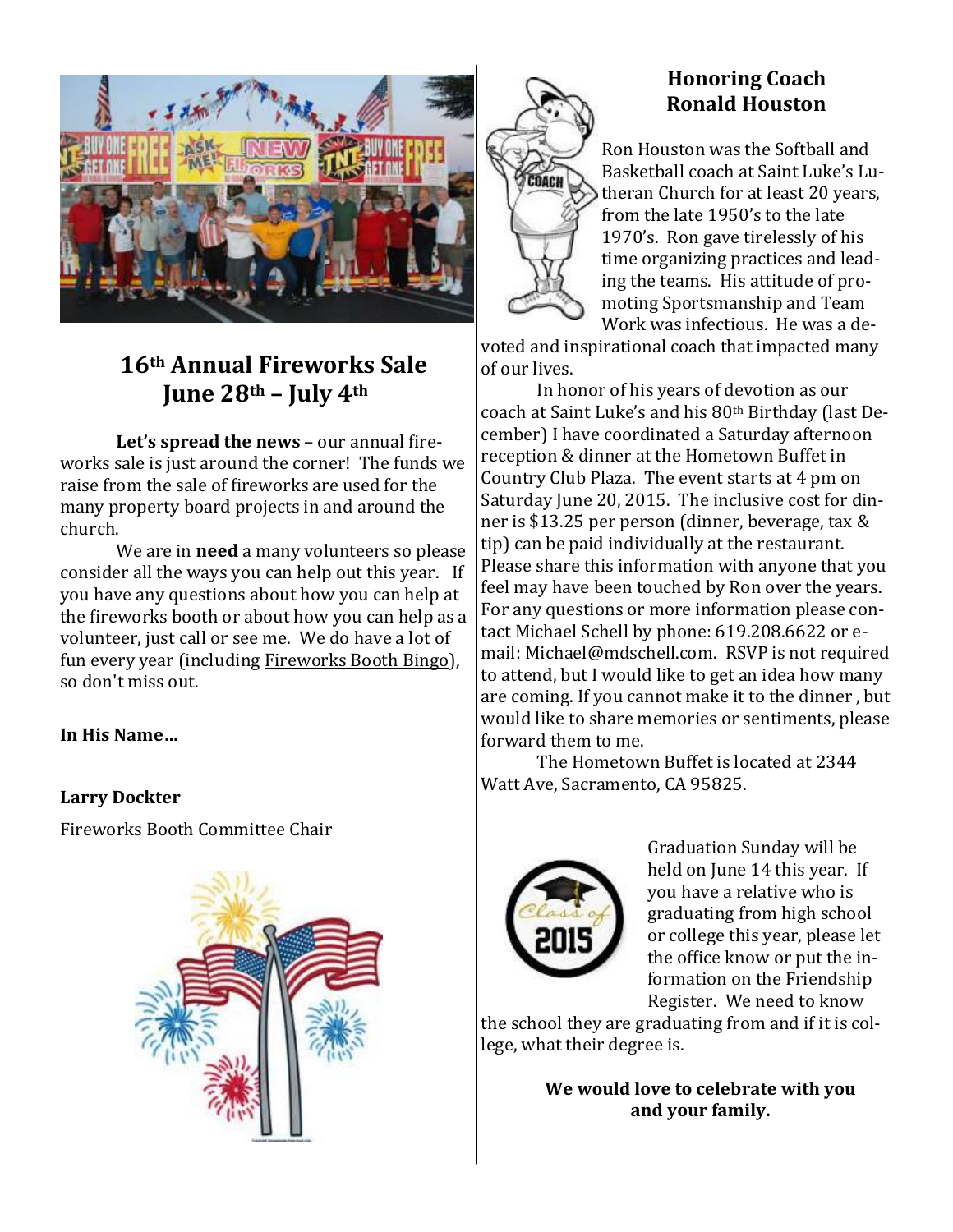## 16th Annual Fireworks Sale June 28th – July 4th

**Let's spread the news** – our annual fireworks sale is just around the corner! The funds we raise from the sale of fireworks are used for the many property board projects in and around the church.

We are in **need** a many volunteers so please consider all the ways you can help out this year. If you have any questions about how you can help at the fireworks booth or about how you can help as a volunteer, just call or see me. We do have a lot of fun every year (including Fireworks Booth Bingo), so don't miss out.

**In His Name…**

**Larry Dockter**

Fireworks Booth Committee Chair

## Honoring Coach Ronald Houston

Ron Houston was the Softball and Basketball coach at Saint Luke's Lutheran Church for at least 20 years, from the late 1950's to the late 1970's. Ron gave tirelessly of his time organizing practices and leading the teams. His attitude of promoting Sportsmanship and Team Work was infectious. He was a devoted and inspirational coach that impacted many of our lives.

In honor of his years of devotion as our coach at Saint Luke's and his 80th Birthday (last December) I have coordinated a Saturday afternoon reception & dinner at the Hometown Buffet in Country Club Plaza. The event starts at 4 pm on Saturday June 20, 2015. The inclusive cost for dinner is $13.25 per person (dinner, beverage, tax & tip) can be paid individually at the restaurant. Please share this information with anyone that you feel may have been touched by Ron over the years. For any questions or more information please contact Michael Schell by phone: 619.208.6622 or e-mail: Michael@mdschell.com. RSVP is not required to attend, but I would like to get an idea how many are coming. If you cannot make it to the dinner , but would like to share memories or sentiments, please forward them to me.

The Hometown Buffet is located at 2344 Watt Ave, Sacramento, CA 95825.

Graduation Sunday will be held on June 14 this year. If you have a relative who is graduating from high school or college this year, please let the office know or put the information on the Friendship Register. We need to know the school they are graduating from and if it is college, what their degree is.

**We would love to celebrate with you and your family.**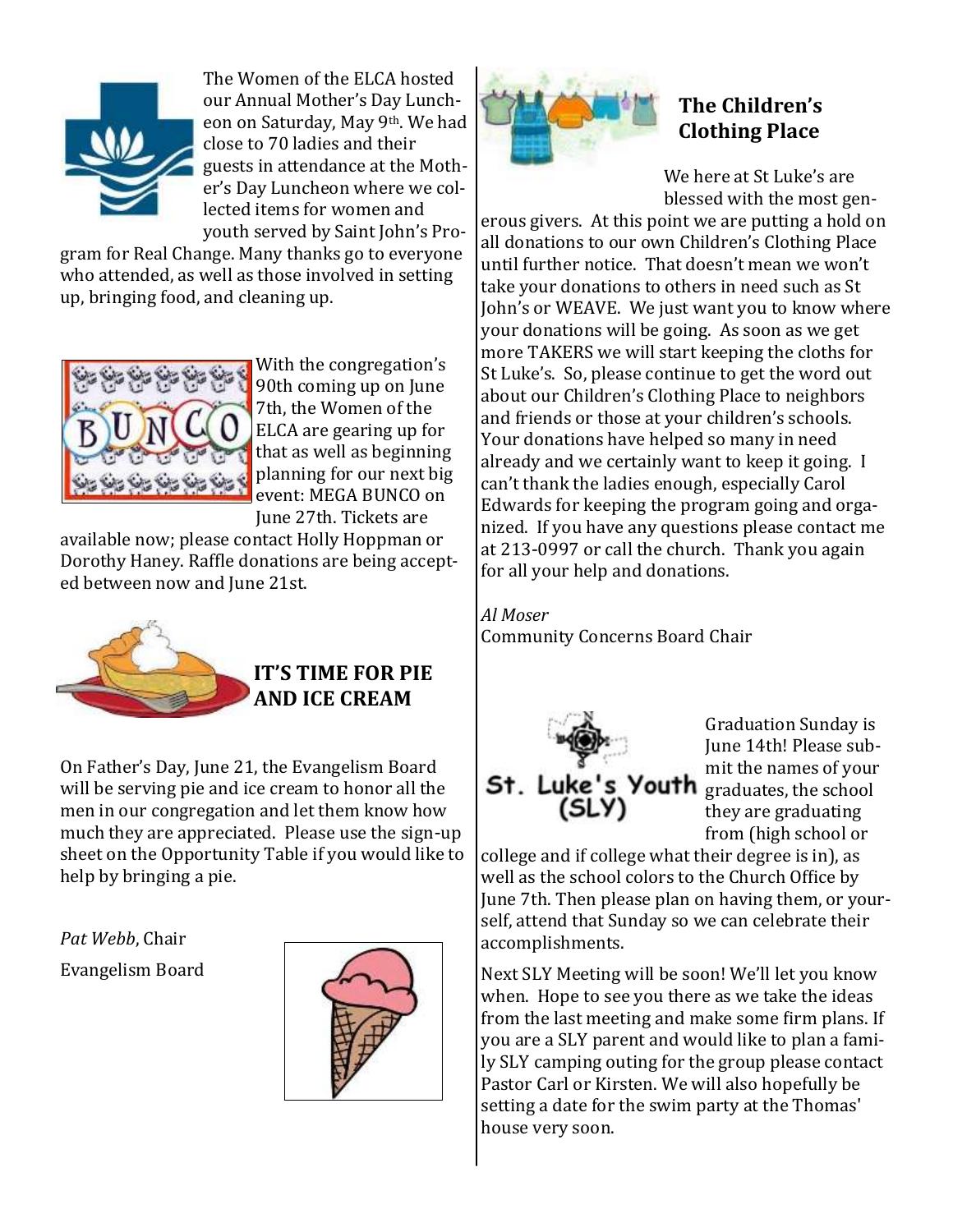The Women of the ELCA hosted our Annual Mother's Day Luncheon on Saturday, May 9th. We had close to 70 ladies and their guests in attendance at the Mother's Day Luncheon where we collected items for women and youth served by Saint John's Program for Real Change. Many thanks go to everyone who attended, as well as those involved in setting up, bringing food, and cleaning up.

With the congregation's 90th coming up on June 7th, the Women of the ELCA are gearing up for that as well as beginning planning for our next big event: MEGA BUNCO on June 27th. Tickets are available now; please contact Holly Hoppman or Dorothy Haney. Raffle donations are being accepted between now and June 21st.

## IT'S TIME FOR PIE AND ICE CREAM

On Father's Day, June 21, the Evangelism Board will be serving pie and ice cream to honor all the men in our congregation and let them know how much they are appreciated. Please use the sign-up sheet on the Opportunity Table if you would like to help by bringing a pie.

*Pat Webb*, Chair

Evangelism Board

## The Children's Clothing Place

We here at St Luke's are blessed with the most generous givers. At this point we are putting a hold on all donations to our own Children's Clothing Place until further notice. That doesn't mean we won't take your donations to others in need such as St John's or WEAVE. We just want you to know where your donations will be going. As soon as we get more TAKERS we will start keeping the cloths for St Luke's. So, please continue to get the word out about our Children's Clothing Place to neighbors and friends or those at your children's schools. Your donations have helped so many in need already and we certainly want to keep it going. I can't thank the ladies enough, especially Carol Edwards for keeping the program going and organized. If you have any questions please contact me at 213-0997 or call the church. Thank you again for all your help and donations.

*Al Moser*
Community Concerns Board Chair

St. Luke's Youth (SLY)

Graduation Sunday is June 14th! Please submit the names of your graduates, the school they are graduating from (high school or college and if college what their degree is in), as well as the school colors to the Church Office by June 7th. Then please plan on having them, or yourself, attend that Sunday so we can celebrate their accomplishments.

Next SLY Meeting will be soon! We'll let you know when. Hope to see you there as we take the ideas from the last meeting and make some firm plans. If you are a SLY parent and would like to plan a family SLY camping outing for the group please contact Pastor Carl or Kirsten. We will also hopefully be setting a date for the swim party at the Thomas' house very soon.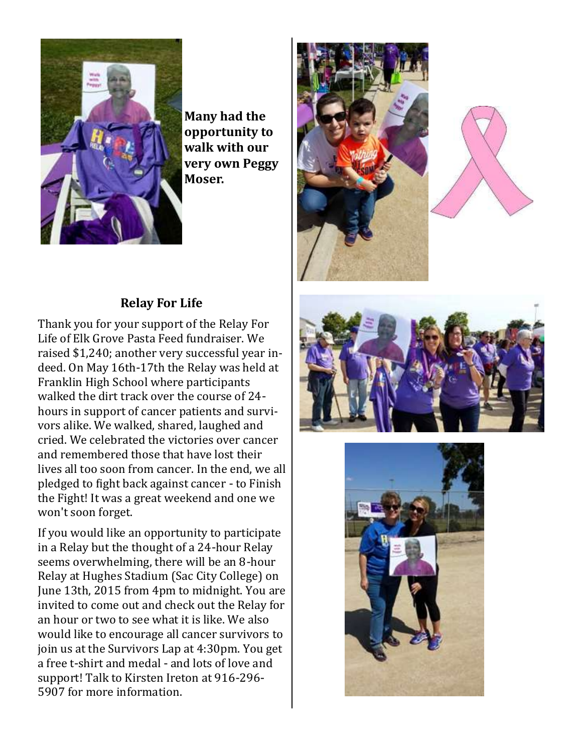**Many had the opportunity to walk with our very own Peggy Moser.**

## Relay For Life

Thank you for your support of the Relay For Life of Elk Grove Pasta Feed fundraiser. We raised $1,240; another very successful year indeed. On May 16th-17th the Relay was held at Franklin High School where participants walked the dirt track over the course of 24-hours in support of cancer patients and survivors alike. We walked, shared, laughed and cried. We celebrated the victories over cancer and remembered those that have lost their lives all too soon from cancer. In the end, we all pledged to fight back against cancer - to Finish the Fight! It was a great weekend and one we won't soon forget.

If you would like an opportunity to participate in a Relay but the thought of a 24-hour Relay seems overwhelming, there will be an 8-hour Relay at Hughes Stadium (Sac City College) on June 13th, 2015 from 4pm to midnight. You are invited to come out and check out the Relay for an hour or two to see what it is like. We also would like to encourage all cancer survivors to join us at the Survivors Lap at 4:30pm. You get a free t-shirt and medal - and lots of love and support! Talk to Kirsten Ireton at 916-296-5907 for more information.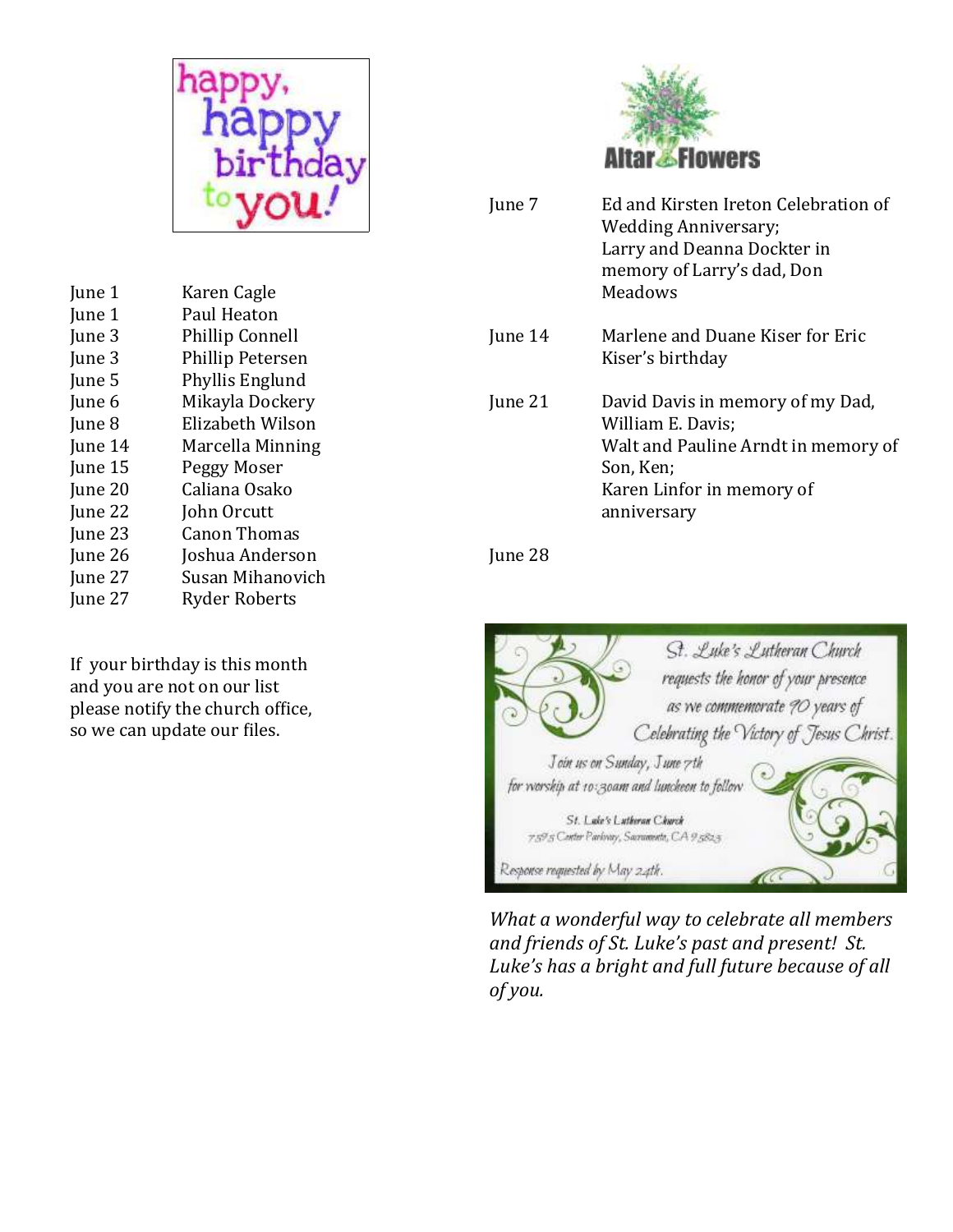happy, happy birthday to you!

| | |
|---|---|
| June 1 | Karen Cagle |
| June 1 | Paul Heaton |
| June 3 | Phillip Connell |
| June 3 | Phillip Petersen |
| June 5 | Phyllis Englund |
| June 6 | Mikayla Dockery |
| June 8 | Elizabeth Wilson |
| June 14 | Marcella Minning |
| June 15 | Peggy Moser |
| June 20 | Caliana Osako |
| June 22 | John Orcutt |
| June 23 | Canon Thomas |
| June 26 | Joshua Anderson |
| June 27 | Susan Mihanovich |
| June 27 | Ryder Roberts |

If your birthday is this month and you are not on our list please notify the church office, so we can update our files.

## Altar Flowers

| | |
|---|---|
| June 7 | Ed and Kirsten Ireton Celebration of Wedding Anniversary; Larry and Deanna Dockter in memory of Larry's dad, Don Meadows |
| June 14 | Marlene and Duane Kiser for Eric Kiser's birthday |
| June 21 | David Davis in memory of my Dad, William E. Davis; Walt and Pauline Arndt in memory of Son, Ken; Karen Linfor in memory of anniversary |
| June 28 | |

St. Luke's Lutheran Church requests the honor of your presence as we commemorate 70 years of Celebrating the Victory of Jesus Christ.

Join us on Sunday, June 7th for worship at 10:30am and luncheon to follow

St. Luke's Lutheran Church
7575 Center Parkway, Sacramento, CA 95823

Response requested by May 24th.

*What a wonderful way to celebrate all members and friends of St. Luke's past and present! St. Luke's has a bright and full future because of all of you.*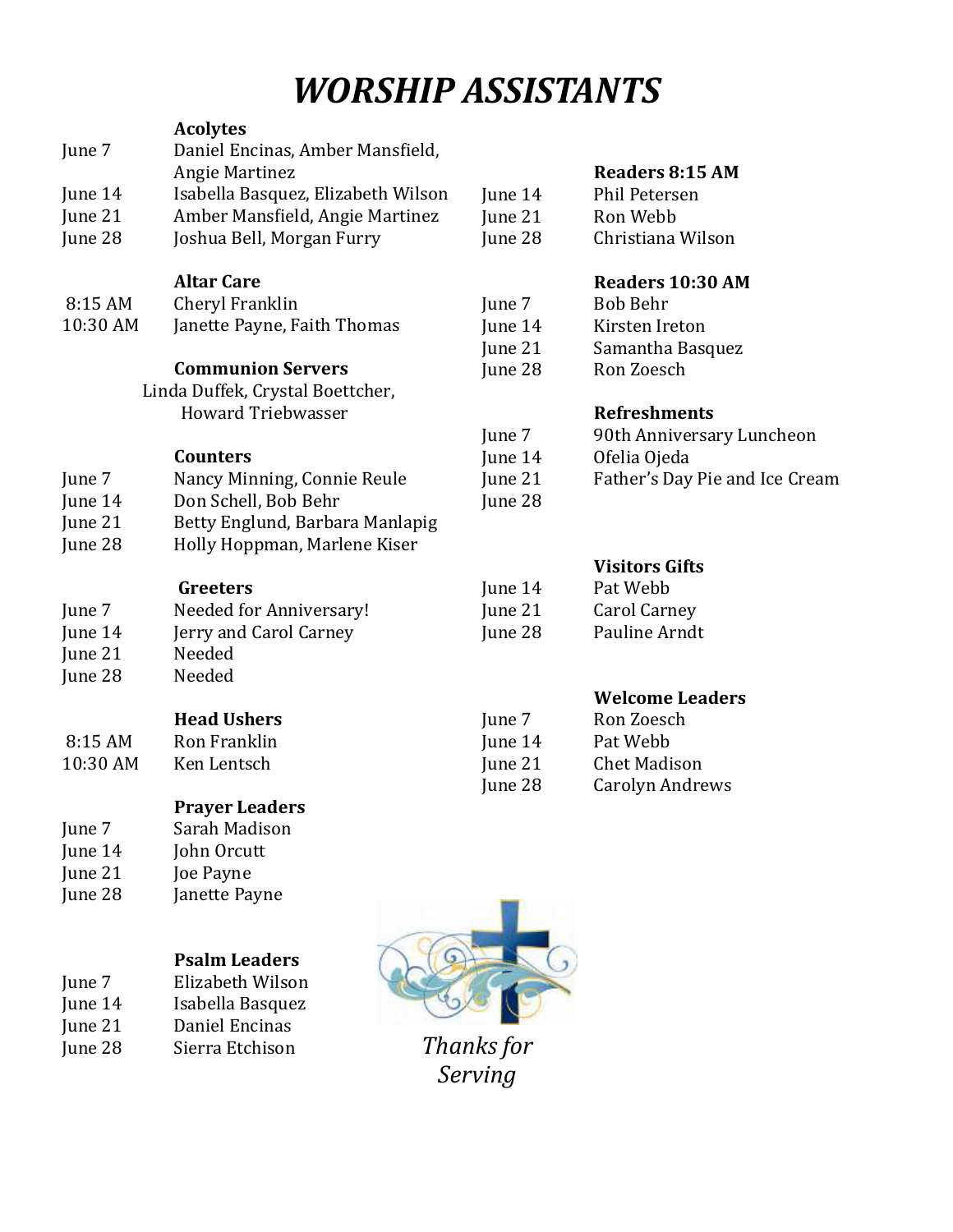# WORSHIP ASSISTANTS

**Acolytes**

| | |
|---|---|
| June 7 | Daniel Encinas, Amber Mansfield, Angie Martinez |
| June 14 | Isabella Basquez, Elizabeth Wilson |
| June 21 | Amber Mansfield, Angie Martinez |
| June 28 | Joshua Bell, Morgan Furry |

**Altar Care**

| | |
|---|---|
| 8:15 AM | Cheryl Franklin |
| 10:30 AM | Janette Payne, Faith Thomas |

**Communion Servers**

Linda Duffek, Crystal Boettcher, Howard Triebwasser

**Counters**

| | |
|---|---|
| June 7 | Nancy Minning, Connie Reule |
| June 14 | Don Schell, Bob Behr |
| June 21 | Betty Englund, Barbara Manlapig |
| June 28 | Holly Hoppman, Marlene Kiser |

**Greeters**

| | |
|---|---|
| June 7 | Needed for Anniversary! |
| June 14 | Jerry and Carol Carney |
| June 21 | Needed |
| June 28 | Needed |

**Head Ushers**

| | |
|---|---|
| 8:15 AM | Ron Franklin |
| 10:30 AM | Ken Lentsch |

**Prayer Leaders**

| | |
|---|---|
| June 7 | Sarah Madison |
| June 14 | John Orcutt |
| June 21 | Joe Payne |
| June 28 | Janette Payne |

**Psalm Leaders**

| | |
|---|---|
| June 7 | Elizabeth Wilson |
| June 14 | Isabella Basquez |
| June 21 | Daniel Encinas |
| June 28 | Sierra Etchison |

**Readers 8:15 AM**

| | |
|---|---|
| June 14 | Phil Petersen |
| June 21 | Ron Webb |
| June 28 | Christiana Wilson |

**Readers 10:30 AM**

| | |
|---|---|
| June 7 | Bob Behr |
| June 14 | Kirsten Ireton |
| June 21 | Samantha Basquez |
| June 28 | Ron Zoesch |

**Refreshments**

| | |
|---|---|
| June 7 | 90th Anniversary Luncheon |
| June 14 | Ofelia Ojeda |
| June 21 | Father's Day Pie and Ice Cream |
| June 28 | |

**Visitors Gifts**

| | |
|---|---|
| June 14 | Pat Webb |
| June 21 | Carol Carney |
| June 28 | Pauline Arndt |

**Welcome Leaders**

| | |
|---|---|
| June 7 | Ron Zoesch |
| June 14 | Pat Webb |
| June 21 | Chet Madison |
| June 28 | Carolyn Andrews |

*Thanks for Serving*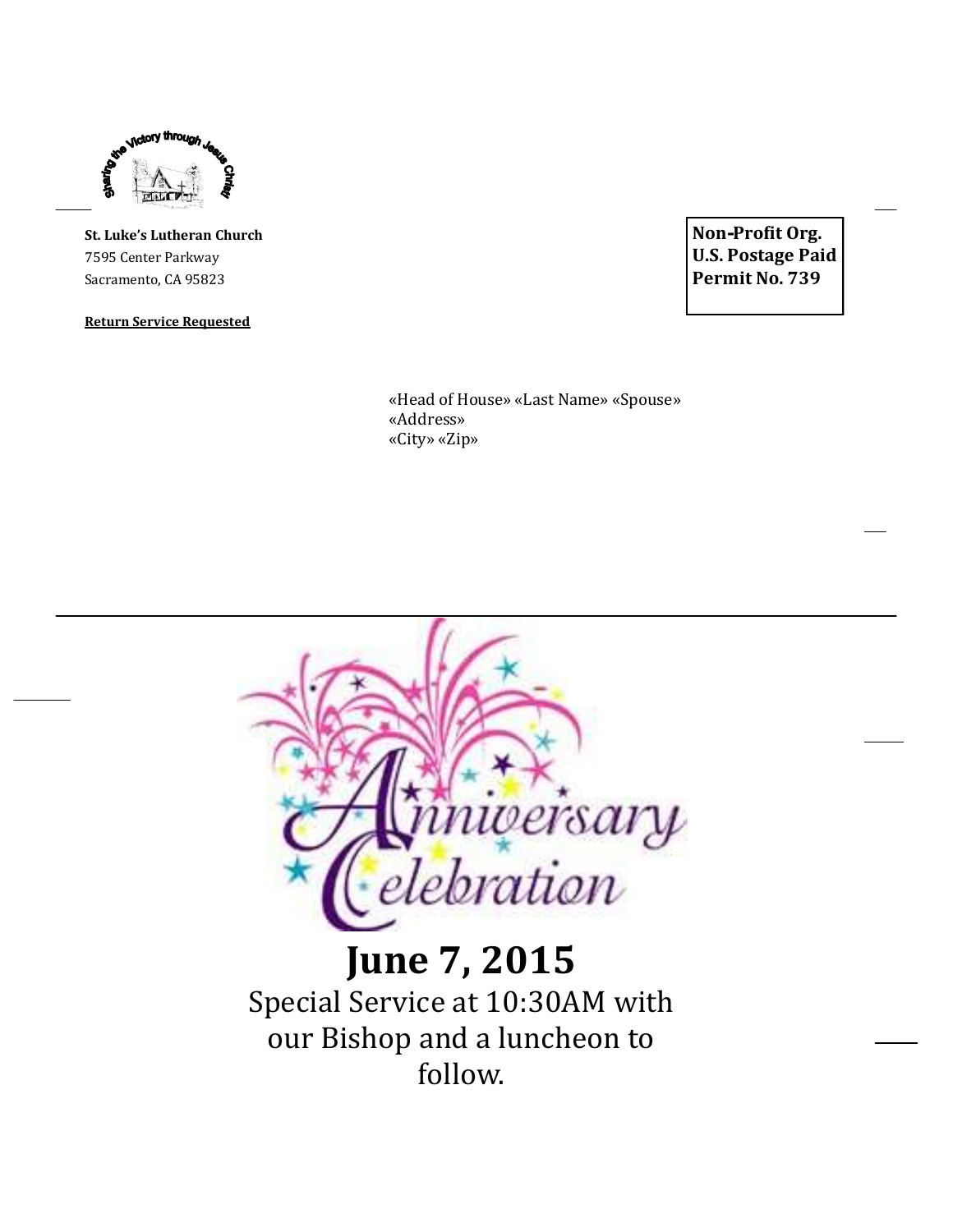**St. Luke's Lutheran Church**
7595 Center Parkway
Sacramento, CA 95823

**Return Service Requested**

**Non-Profit Org.**
**U.S. Postage Paid**
**Permit No. 739**

«Head of House» «Last Name» «Spouse»
«Address»
«City» «Zip»

---

# June 7, 2015

Special Service at 10:30AM with our Bishop and a luncheon to follow.